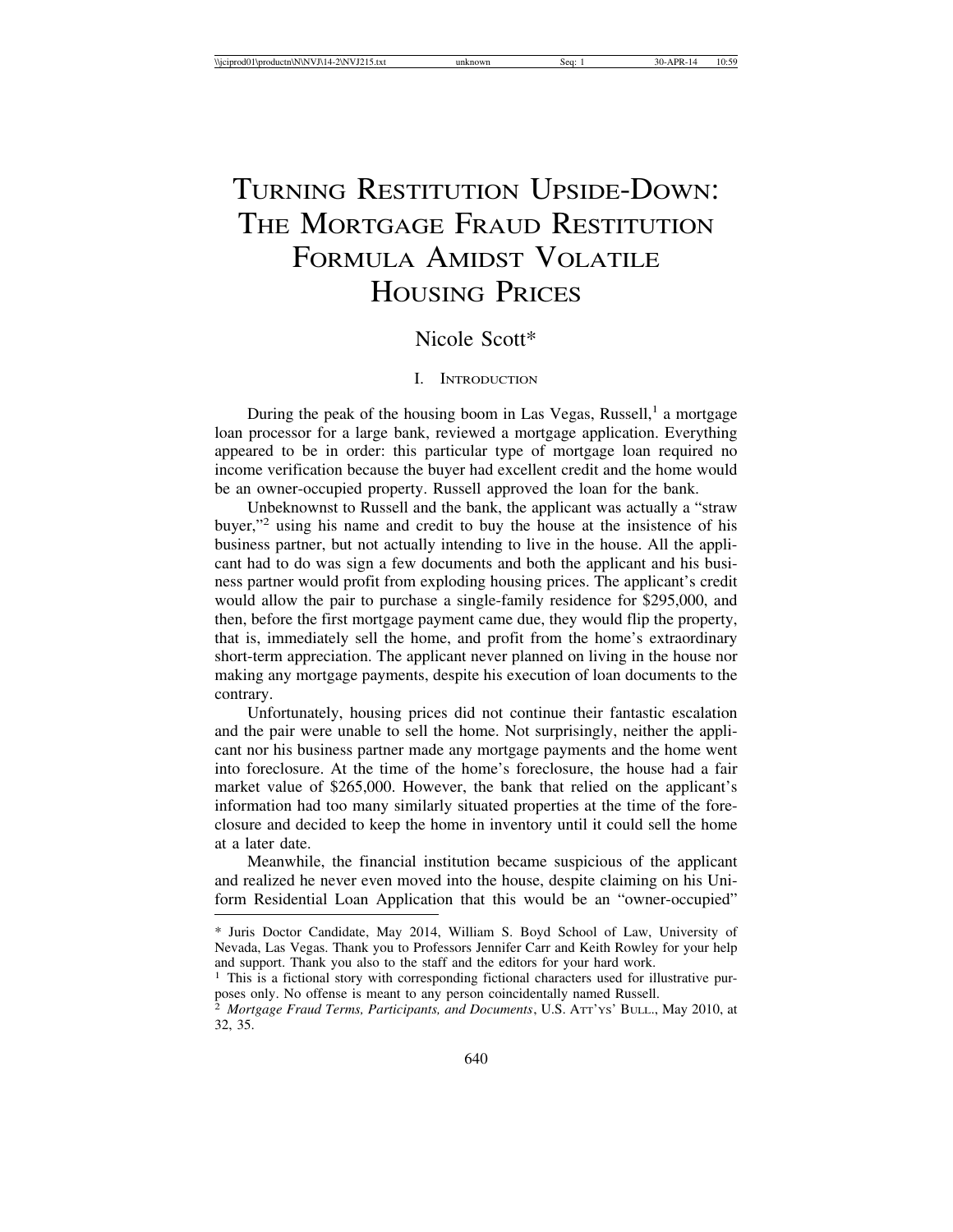# Turning Restitution Upside-Down: The Mortgage Fraud Restitution Formula Amidst Volatile Housing Prices

Nicole Scott*

## I. Introduction

During the peak of the housing boom in Las Vegas, Russell,[1] a mortgage loan processor for a large bank, reviewed a mortgage application. Everything appeared to be in order: this particular type of mortgage loan required no income verification because the buyer had excellent credit and the home would be an owner-occupied property. Russell approved the loan for the bank.

Unbeknownst to Russell and the bank, the applicant was actually a "straw buyer,"[2] using his name and credit to buy the house at the insistence of his business partner, but not actually intending to live in the house. All the applicant had to do was sign a few documents and both the applicant and his business partner would profit from exploding housing prices. The applicant's credit would allow the pair to purchase a single-family residence for $295,000, and then, before the first mortgage payment came due, they would flip the property, that is, immediately sell the home, and profit from the home's extraordinary short-term appreciation. The applicant never planned on living in the house nor making any mortgage payments, despite his execution of loan documents to the contrary.

Unfortunately, housing prices did not continue their fantastic escalation and the pair were unable to sell the home. Not surprisingly, neither the applicant nor his business partner made any mortgage payments and the home went into foreclosure. At the time of the home's foreclosure, the house had a fair market value of $265,000. However, the bank that relied on the applicant's information had too many similarly situated properties at the time of the foreclosure and decided to keep the home in inventory until it could sell the home at a later date.

Meanwhile, the financial institution became suspicious of the applicant and realized he never even moved into the house, despite claiming on his Uniform Residential Loan Application that this would be an "owner-occupied"

---

\* Juris Doctor Candidate, May 2014, William S. Boyd School of Law, University of Nevada, Las Vegas. Thank you to Professors Jennifer Carr and Keith Rowley for your help and support. Thank you also to the staff and the editors for your hard work.

[1] This is a fictional story with corresponding fictional characters used for illustrative purposes only. No offense is meant to any person coincidentally named Russell.

[2] *Mortgage Fraud Terms, Participants, and Documents*, U.S. Att'ys' Bull., May 2010, at 32, 35.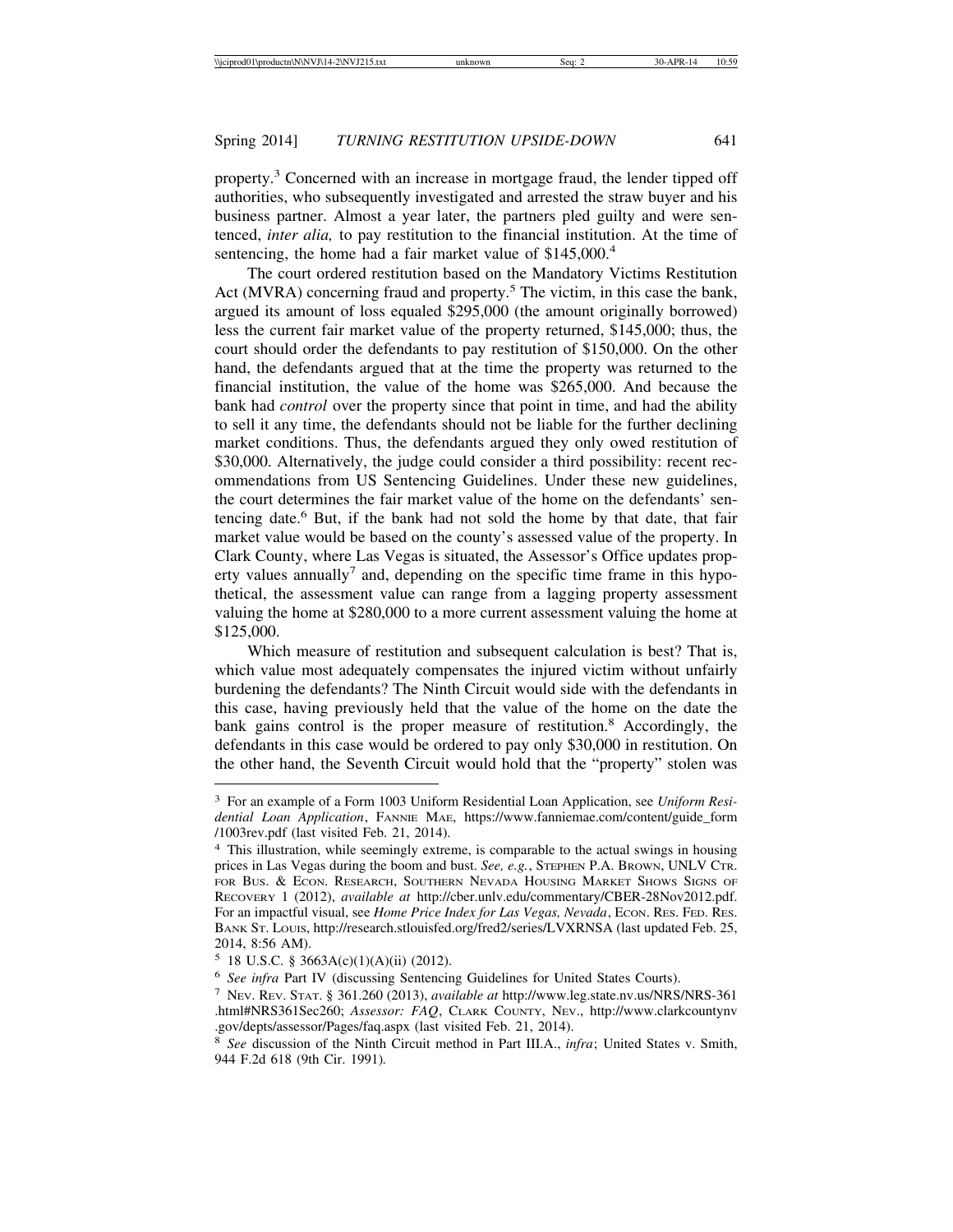property.[3] Concerned with an increase in mortgage fraud, the lender tipped off authorities, who subsequently investigated and arrested the straw buyer and his business partner. Almost a year later, the partners pled guilty and were sentenced, *inter alia,* to pay restitution to the financial institution. At the time of sentencing, the home had a fair market value of $145,000.[4]

The court ordered restitution based on the Mandatory Victims Restitution Act (MVRA) concerning fraud and property.[5] The victim, in this case the bank, argued its amount of loss equaled $295,000 (the amount originally borrowed) less the current fair market value of the property returned, $145,000; thus, the court should order the defendants to pay restitution of $150,000. On the other hand, the defendants argued that at the time the property was returned to the financial institution, the value of the home was $265,000. And because the bank had *control* over the property since that point in time, and had the ability to sell it any time, the defendants should not be liable for the further declining market conditions. Thus, the defendants argued they only owed restitution of $30,000. Alternatively, the judge could consider a third possibility: recent recommendations from US Sentencing Guidelines. Under these new guidelines, the court determines the fair market value of the home on the defendants' sentencing date.[6] But, if the bank had not sold the home by that date, that fair market value would be based on the county's assessed value of the property. In Clark County, where Las Vegas is situated, the Assessor's Office updates property values annually[7] and, depending on the specific time frame in this hypothetical, the assessment value can range from a lagging property assessment valuing the home at $280,000 to a more current assessment valuing the home at $125,000.

Which measure of restitution and subsequent calculation is best? That is, which value most adequately compensates the injured victim without unfairly burdening the defendants? The Ninth Circuit would side with the defendants in this case, having previously held that the value of the home on the date the bank gains control is the proper measure of restitution.[8] Accordingly, the defendants in this case would be ordered to pay only $30,000 in restitution. On the other hand, the Seventh Circuit would hold that the "property" stolen was

---

[3] For an example of a Form 1003 Uniform Residential Loan Application, see *Uniform Residential Loan Application*, FANNIE MAE, https://www.fanniemae.com/content/guide_form/1003rev.pdf (last visited Feb. 21, 2014).

[4] This illustration, while seemingly extreme, is comparable to the actual swings in housing prices in Las Vegas during the boom and bust. *See, e.g.*, STEPHEN P.A. BROWN, UNLV CTR. FOR BUS. & ECON. RESEARCH, SOUTHERN NEVADA HOUSING MARKET SHOWS SIGNS OF RECOVERY 1 (2012), *available at* http://cber.unlv.edu/commentary/CBER-28Nov2012.pdf. For an impactful visual, see *Home Price Index for Las Vegas, Nevada*, ECON. RES. FED. RES. BANK ST. LOUIS, http://research.stlouisfed.org/fred2/series/LVXRNSA (last updated Feb. 25, 2014, 8:56 AM).

[5] 18 U.S.C. § 3663A(c)(1)(A)(ii) (2012).

[6] *See infra* Part IV (discussing Sentencing Guidelines for United States Courts).

[7] NEV. REV. STAT. § 361.260 (2013), *available at* http://www.leg.state.nv.us/NRS/NRS-361.html#NRS361Sec260; *Assessor: FAQ*, CLARK COUNTY, NEV., http://www.clarkcountynv.gov/depts/assessor/Pages/faq.aspx (last visited Feb. 21, 2014).

[8] *See* discussion of the Ninth Circuit method in Part III.A., *infra*; United States v. Smith, 944 F.2d 618 (9th Cir. 1991).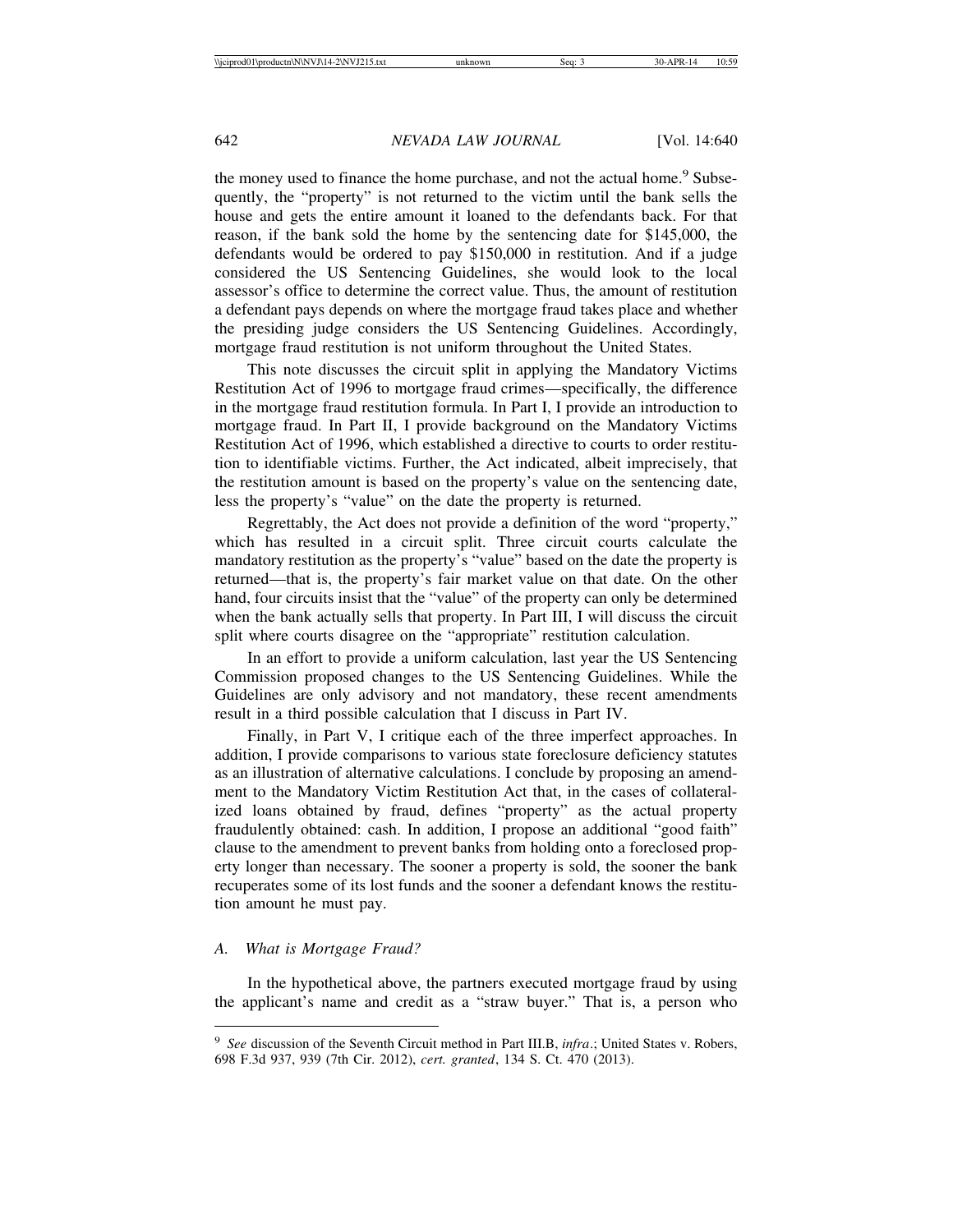the money used to finance the home purchase, and not the actual home.[9] Subsequently, the "property" is not returned to the victim until the bank sells the house and gets the entire amount it loaned to the defendants back. For that reason, if the bank sold the home by the sentencing date for $145,000, the defendants would be ordered to pay $150,000 in restitution. And if a judge considered the US Sentencing Guidelines, she would look to the local assessor's office to determine the correct value. Thus, the amount of restitution a defendant pays depends on where the mortgage fraud takes place and whether the presiding judge considers the US Sentencing Guidelines. Accordingly, mortgage fraud restitution is not uniform throughout the United States.

This note discusses the circuit split in applying the Mandatory Victims Restitution Act of 1996 to mortgage fraud crimes—specifically, the difference in the mortgage fraud restitution formula. In Part I, I provide an introduction to mortgage fraud. In Part II, I provide background on the Mandatory Victims Restitution Act of 1996, which established a directive to courts to order restitution to identifiable victims. Further, the Act indicated, albeit imprecisely, that the restitution amount is based on the property's value on the sentencing date, less the property's "value" on the date the property is returned.

Regrettably, the Act does not provide a definition of the word "property," which has resulted in a circuit split. Three circuit courts calculate the mandatory restitution as the property's "value" based on the date the property is returned—that is, the property's fair market value on that date. On the other hand, four circuits insist that the "value" of the property can only be determined when the bank actually sells that property. In Part III, I will discuss the circuit split where courts disagree on the "appropriate" restitution calculation.

In an effort to provide a uniform calculation, last year the US Sentencing Commission proposed changes to the US Sentencing Guidelines. While the Guidelines are only advisory and not mandatory, these recent amendments result in a third possible calculation that I discuss in Part IV.

Finally, in Part V, I critique each of the three imperfect approaches. In addition, I provide comparisons to various state foreclosure deficiency statutes as an illustration of alternative calculations. I conclude by proposing an amendment to the Mandatory Victim Restitution Act that, in the cases of collateralized loans obtained by fraud, defines "property" as the actual property fraudulently obtained: cash. In addition, I propose an additional "good faith" clause to the amendment to prevent banks from holding onto a foreclosed property longer than necessary. The sooner a property is sold, the sooner the bank recuperates some of its lost funds and the sooner a defendant knows the restitution amount he must pay.

### A. *What is Mortgage Fraud?*

In the hypothetical above, the partners executed mortgage fraud by using the applicant's name and credit as a "straw buyer." That is, a person who

---

[9] *See* discussion of the Seventh Circuit method in Part III.B, *infra*.; United States v. Robers, 698 F.3d 937, 939 (7th Cir. 2012), *cert. granted*, 134 S. Ct. 470 (2013).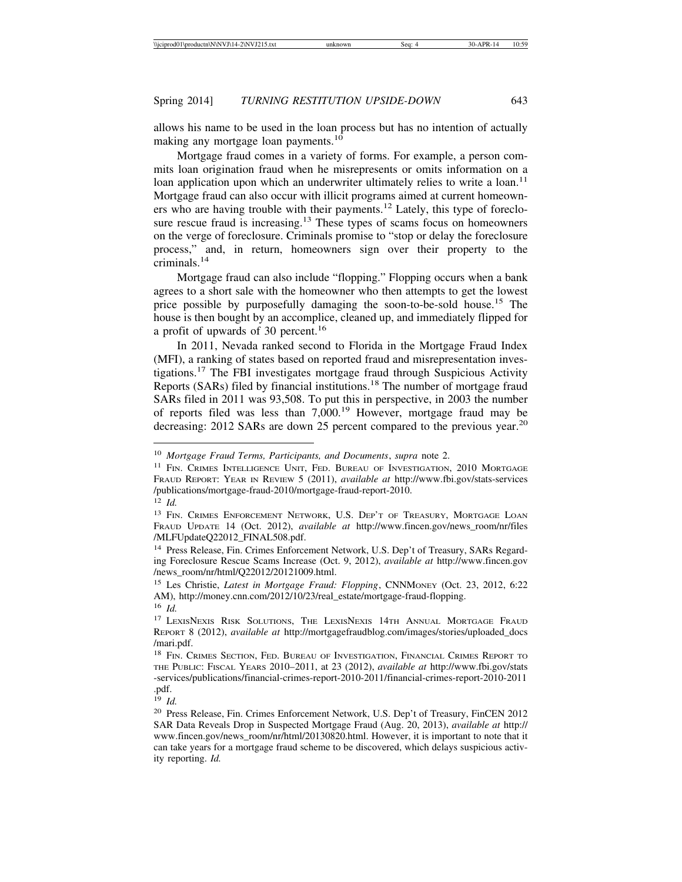allows his name to be used in the loan process but has no intention of actually making any mortgage loan payments.[10]

Mortgage fraud comes in a variety of forms. For example, a person commits loan origination fraud when he misrepresents or omits information on a loan application upon which an underwriter ultimately relies to write a loan.[11] Mortgage fraud can also occur with illicit programs aimed at current homeowners who are having trouble with their payments.[12] Lately, this type of foreclosure rescue fraud is increasing.[13] These types of scams focus on homeowners on the verge of foreclosure. Criminals promise to "stop or delay the foreclosure process," and, in return, homeowners sign over their property to the criminals.[14]

Mortgage fraud can also include "flopping." Flopping occurs when a bank agrees to a short sale with the homeowner who then attempts to get the lowest price possible by purposefully damaging the soon-to-be-sold house.[15] The house is then bought by an accomplice, cleaned up, and immediately flipped for a profit of upwards of 30 percent.[16]

In 2011, Nevada ranked second to Florida in the Mortgage Fraud Index (MFI), a ranking of states based on reported fraud and misrepresentation investigations.[17] The FBI investigates mortgage fraud through Suspicious Activity Reports (SARs) filed by financial institutions.[18] The number of mortgage fraud SARs filed in 2011 was 93,508. To put this in perspective, in 2003 the number of reports filed was less than 7,000.[19] However, mortgage fraud may be decreasing: 2012 SARs are down 25 percent compared to the previous year.[20]

---

[10] *Mortgage Fraud Terms, Participants, and Documents*, *supra* note 2.

[11] Fin. Crimes Intelligence Unit, Fed. Bureau of Investigation, 2010 Mortgage Fraud Report: Year in Review 5 (2011), *available at* http://www.fbi.gov/stats-services/publications/mortgage-fraud-2010/mortgage-fraud-report-2010.

[12] *Id.*

[13] Fin. Crimes Enforcement Network, U.S. Dep't of Treasury, Mortgage Loan Fraud Update 14 (Oct. 2012), *available at* http://www.fincen.gov/news_room/nr/files/MLFUpdateQ22012_FINAL508.pdf.

[14] Press Release, Fin. Crimes Enforcement Network, U.S. Dep't of Treasury, SARs Regarding Foreclosure Rescue Scams Increase (Oct. 9, 2012), *available at* http://www.fincen.gov/news_room/nr/html/Q22012/20121009.html.

[15] Les Christie, *Latest in Mortgage Fraud: Flopping*, CNNMoney (Oct. 23, 2012, 6:22 AM), http://money.cnn.com/2012/10/23/real_estate/mortgage-fraud-flopping.

[16] *Id.*

[17] LexisNexis Risk Solutions, The LexisNexis 14th Annual Mortgage Fraud Report 8 (2012), *available at* http://mortgagefraudblog.com/images/stories/uploaded_docs/mari.pdf.

[18] Fin. Crimes Section, Fed. Bureau of Investigation, Financial Crimes Report to the Public: Fiscal Years 2010–2011, at 23 (2012), *available at* http://www.fbi.gov/stats-services/publications/financial-crimes-report-2010-2011/financial-crimes-report-2010-2011.pdf.

[19] *Id.*

[20] Press Release, Fin. Crimes Enforcement Network, U.S. Dep't of Treasury, FinCEN 2012 SAR Data Reveals Drop in Suspected Mortgage Fraud (Aug. 20, 2013), *available at* http://www.fincen.gov/news_room/nr/html/20130820.html. However, it is important to note that it can take years for a mortgage fraud scheme to be discovered, which delays suspicious activity reporting. *Id.*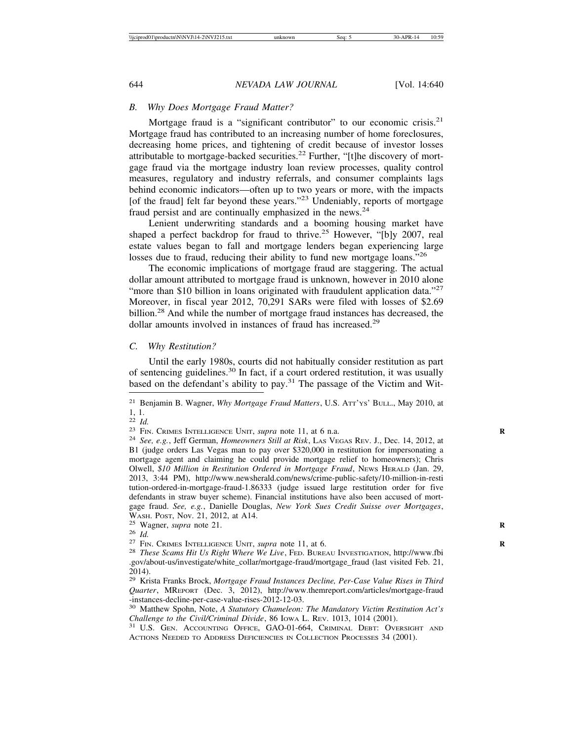### *B. Why Does Mortgage Fraud Matter?*

Mortgage fraud is a "significant contributor" to our economic crisis.[21] Mortgage fraud has contributed to an increasing number of home foreclosures, decreasing home prices, and tightening of credit because of investor losses attributable to mortgage-backed securities.[22] Further, "[t]he discovery of mortgage fraud via the mortgage industry loan review processes, quality control measures, regulatory and industry referrals, and consumer complaints lags behind economic indicators—often up to two years or more, with the impacts [of the fraud] felt far beyond these years."[23] Undeniably, reports of mortgage fraud persist and are continually emphasized in the news.[24]

Lenient underwriting standards and a booming housing market have shaped a perfect backdrop for fraud to thrive.[25] However, "[b]y 2007, real estate values began to fall and mortgage lenders began experiencing large losses due to fraud, reducing their ability to fund new mortgage loans."[26]

The economic implications of mortgage fraud are staggering. The actual dollar amount attributed to mortgage fraud is unknown, however in 2010 alone "more than $10 billion in loans originated with fraudulent application data."[27] Moreover, in fiscal year 2012, 70,291 SARs were filed with losses of $2.69 billion.[28] And while the number of mortgage fraud instances has decreased, the dollar amounts involved in instances of fraud has increased.[29]

### *C. Why Restitution?*

Until the early 1980s, courts did not habitually consider restitution as part of sentencing guidelines.[30] In fact, if a court ordered restitution, it was usually based on the defendant's ability to pay.[31] The passage of the Victim and Wit-

---

[21] Benjamin B. Wagner, *Why Mortgage Fraud Matters*, U.S. ATT'YS' BULL., May 2010, at 1, 1.

[22] *Id.*

[23] FIN. CRIMES INTELLIGENCE UNIT, *supra* note 11, at 6 n.a.

[24] *See, e.g.*, Jeff German, *Homeowners Still at Risk*, LAS VEGAS REV. J., Dec. 14, 2012, at B1 (judge orders Las Vegas man to pay over $320,000 in restitution for impersonating a mortgage agent and claiming he could provide mortgage relief to homeowners); Chris Olwell, *$10 Million in Restitution Ordered in Mortgage Fraud*, NEWS HERALD (Jan. 29, 2013, 3:44 PM), http://www.newsherald.com/news/crime-public-safety/10-million-in-restitution-ordered-in-mortgage-fraud-1.86333 (judge issued large restitution order for five defendants in straw buyer scheme). Financial institutions have also been accused of mortgage fraud. *See, e.g.*, Danielle Douglas, *New York Sues Credit Suisse over Mortgages*, WASH. POST, Nov. 21, 2012, at A14.

[25] Wagner, *supra* note 21.

[26] *Id.*

[27] FIN. CRIMES INTELLIGENCE UNIT, *supra* note 11, at 6.

[28] *These Scams Hit Us Right Where We Live*, FED. BUREAU INVESTIGATION, http://www.fbi.gov/about-us/investigate/white_collar/mortgage-fraud/mortgage_fraud (last visited Feb. 21, 2014).

[29] Krista Franks Brock, *Mortgage Fraud Instances Decline, Per-Case Value Rises in Third Quarter*, MREPORT (Dec. 3, 2012), http://www.themreport.com/articles/mortgage-fraud-instances-decline-per-case-value-rises-2012-12-03.

[30] Matthew Spohn, Note, *A Statutory Chameleon: The Mandatory Victim Restitution Act's Challenge to the Civil/Criminal Divide*, 86 IOWA L. REV. 1013, 1014 (2001).

[31] U.S. GEN. ACCOUNTING OFFICE, GAO-01-664, CRIMINAL DEBT: OVERSIGHT AND ACTIONS NEEDED TO ADDRESS DEFICIENCIES IN COLLECTION PROCESSES 34 (2001).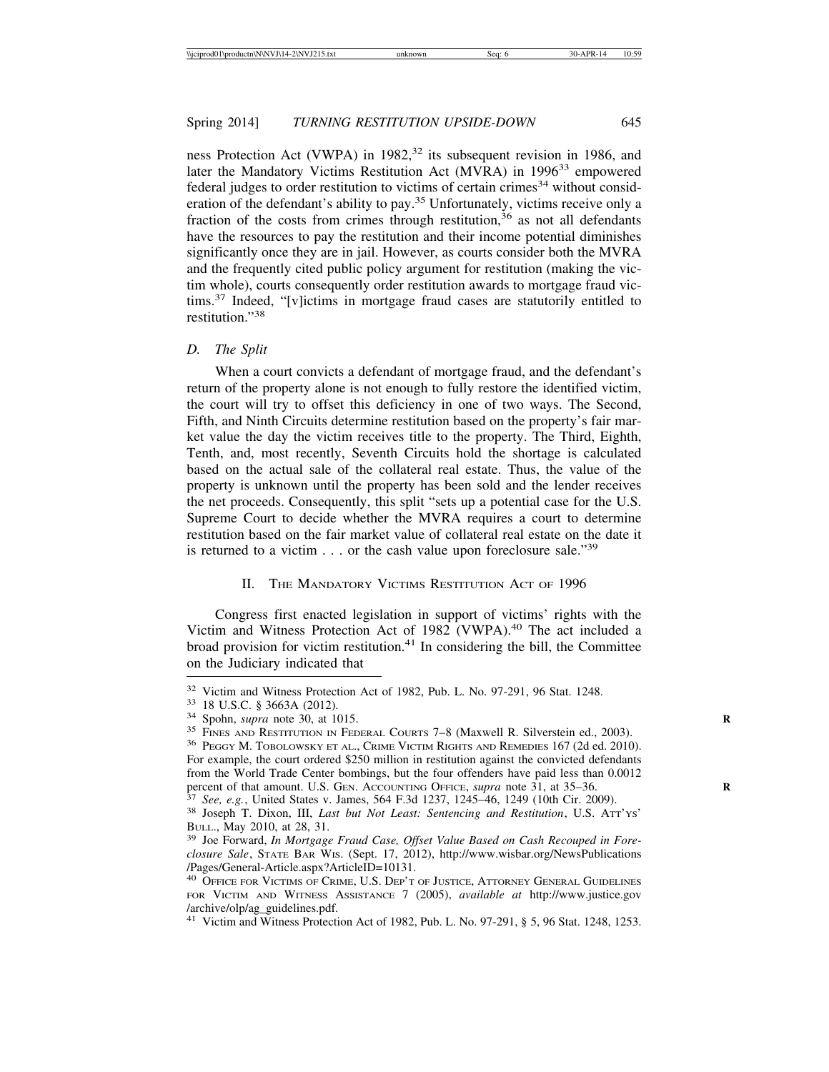ness Protection Act (VWPA) in 1982,[32] its subsequent revision in 1986, and later the Mandatory Victims Restitution Act (MVRA) in 1996[33] empowered federal judges to order restitution to victims of certain crimes[34] without consideration of the defendant's ability to pay.[35] Unfortunately, victims receive only a fraction of the costs from crimes through restitution,[36] as not all defendants have the resources to pay the restitution and their income potential diminishes significantly once they are in jail. However, as courts consider both the MVRA and the frequently cited public policy argument for restitution (making the victim whole), courts consequently order restitution awards to mortgage fraud victims.[37] Indeed, "[v]ictims in mortgage fraud cases are statutorily entitled to restitution."[38]

### D. *The Split*

When a court convicts a defendant of mortgage fraud, and the defendant's return of the property alone is not enough to fully restore the identified victim, the court will try to offset this deficiency in one of two ways. The Second, Fifth, and Ninth Circuits determine restitution based on the property's fair market value the day the victim receives title to the property. The Third, Eighth, Tenth, and, most recently, Seventh Circuits hold the shortage is calculated based on the actual sale of the collateral real estate. Thus, the value of the property is unknown until the property has been sold and the lender receives the net proceeds. Consequently, this split "sets up a potential case for the U.S. Supreme Court to decide whether the MVRA requires a court to determine restitution based on the fair market value of collateral real estate on the date it is returned to a victim . . . or the cash value upon foreclosure sale."[39]

## II. The Mandatory Victims Restitution Act of 1996

Congress first enacted legislation in support of victims' rights with the Victim and Witness Protection Act of 1982 (VWPA).[40] The act included a broad provision for victim restitution.[41] In considering the bill, the Committee on the Judiciary indicated that

---

[32] Victim and Witness Protection Act of 1982, Pub. L. No. 97-291, 96 Stat. 1248.

[33] 18 U.S.C. § 3663A (2012).

[34] Spohn, *supra* note 30, at 1015.

[35] Fines and Restitution in Federal Courts 7–8 (Maxwell R. Silverstein ed., 2003).

[36] Peggy M. Tobolowsky et al., Crime Victim Rights and Remedies 167 (2d ed. 2010). For example, the court ordered $250 million in restitution against the convicted defendants from the World Trade Center bombings, but the four offenders have paid less than 0.0012 percent of that amount. U.S. Gen. Accounting Office, *supra* note 31, at 35–36.

[37] *See, e.g.*, United States v. James, 564 F.3d 1237, 1245–46, 1249 (10th Cir. 2009).

[38] Joseph T. Dixon, III, *Last but Not Least: Sentencing and Restitution*, U.S. Att'ys' Bull., May 2010, at 28, 31.

[39] Joe Forward, *In Mortgage Fraud Case, Offset Value Based on Cash Recouped in Foreclosure Sale*, State Bar Wis. (Sept. 17, 2012), http://www.wisbar.org/NewsPublications/Pages/General-Article.aspx?ArticleID=10131.

[40] Office for Victims of Crime, U.S. Dep't of Justice, Attorney General Guidelines for Victim and Witness Assistance 7 (2005), *available at* http://www.justice.gov/archive/olp/ag_guidelines.pdf.

[41] Victim and Witness Protection Act of 1982, Pub. L. No. 97-291, § 5, 96 Stat. 1248, 1253.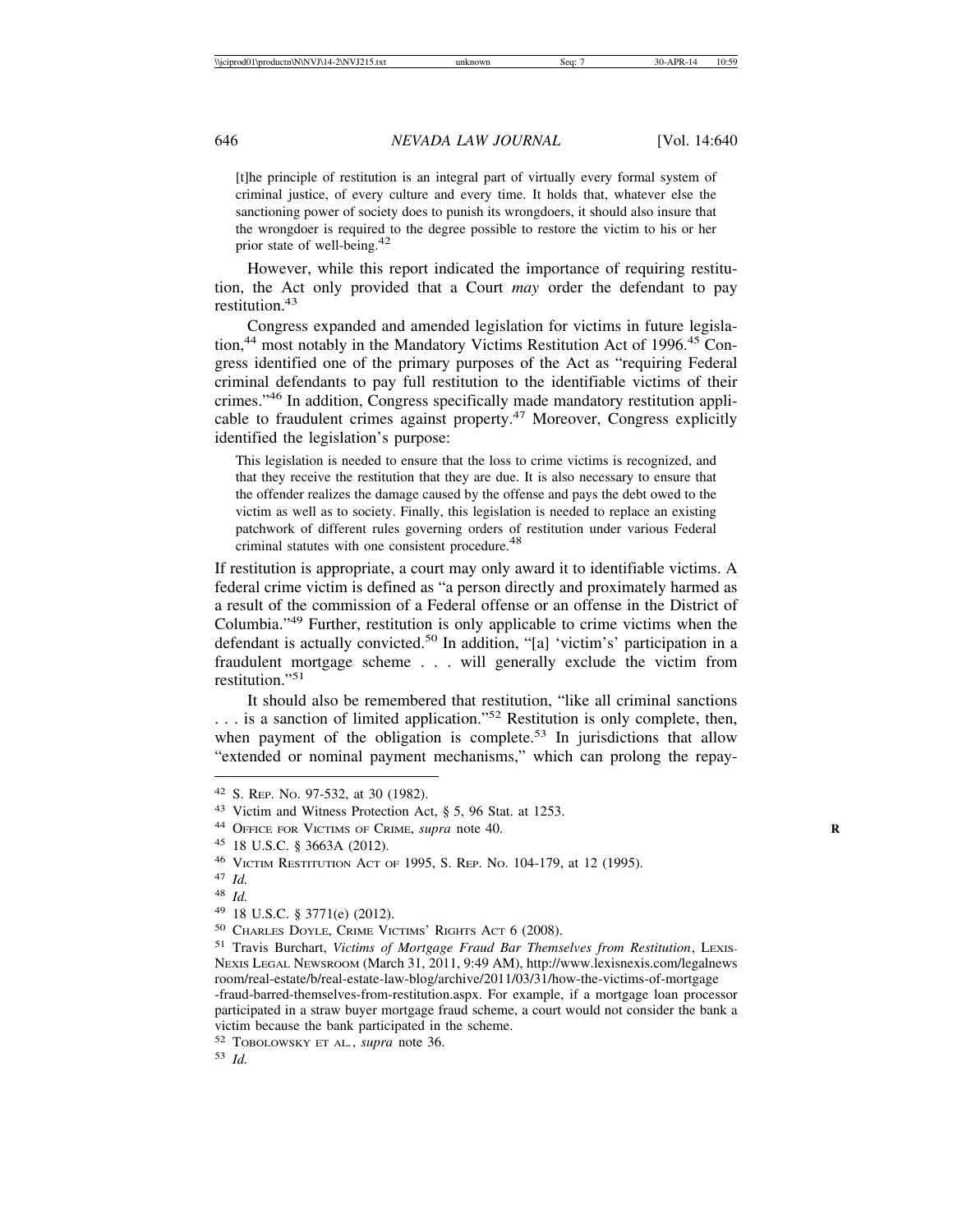> [t]he principle of restitution is an integral part of virtually every formal system of criminal justice, of every culture and every time. It holds that, whatever else the sanctioning power of society does to punish its wrongdoers, it should also insure that the wrongdoer is required to the degree possible to restore the victim to his or her prior state of well-being.[42]

However, while this report indicated the importance of requiring restitution, the Act only provided that a Court *may* order the defendant to pay restitution.[43]

Congress expanded and amended legislation for victims in future legislation,[44] most notably in the Mandatory Victims Restitution Act of 1996.[45] Congress identified one of the primary purposes of the Act as "requiring Federal criminal defendants to pay full restitution to the identifiable victims of their crimes."[46] In addition, Congress specifically made mandatory restitution applicable to fraudulent crimes against property.[47] Moreover, Congress explicitly identified the legislation's purpose:

> This legislation is needed to ensure that the loss to crime victims is recognized, and that they receive the restitution that they are due. It is also necessary to ensure that the offender realizes the damage caused by the offense and pays the debt owed to the victim as well as to society. Finally, this legislation is needed to replace an existing patchwork of different rules governing orders of restitution under various Federal criminal statutes with one consistent procedure.[48]

If restitution is appropriate, a court may only award it to identifiable victims. A federal crime victim is defined as "a person directly and proximately harmed as a result of the commission of a Federal offense or an offense in the District of Columbia."[49] Further, restitution is only applicable to crime victims when the defendant is actually convicted.[50] In addition, "[a] 'victim's' participation in a fraudulent mortgage scheme . . . will generally exclude the victim from restitution."[51]

It should also be remembered that restitution, "like all criminal sanctions . . . is a sanction of limited application."[52] Restitution is only complete, then, when payment of the obligation is complete.[53] In jurisdictions that allow "extended or nominal payment mechanisms," which can prolong the repay-

---

[42] S. REP. NO. 97-532, at 30 (1982).

[43] Victim and Witness Protection Act, § 5, 96 Stat. at 1253.

[44] OFFICE FOR VICTIMS OF CRIME, *supra* note 40.

[45] 18 U.S.C. § 3663A (2012).

[46] VICTIM RESTITUTION ACT OF 1995, S. REP. NO. 104-179, at 12 (1995).

[47] *Id.*

[48] *Id.*

[49] 18 U.S.C. § 3771(e) (2012).

[50] CHARLES DOYLE, CRIME VICTIMS' RIGHTS ACT 6 (2008).

[51] Travis Burchart, *Victims of Mortgage Fraud Bar Themselves from Restitution*, LEXISNEXIS LEGAL NEWSROOM (March 31, 2011, 9:49 AM), http://www.lexisnexis.com/legalnewsroom/real-estate/b/real-estate-law-blog/archive/2011/03/31/how-the-victims-of-mortgage-fraud-barred-themselves-from-restitution.aspx. For example, if a mortgage loan processor participated in a straw buyer mortgage fraud scheme, a court would not consider the bank a victim because the bank participated in the scheme.

[52] TOBOLOWSKY ET AL., *supra* note 36.

[53] *Id.*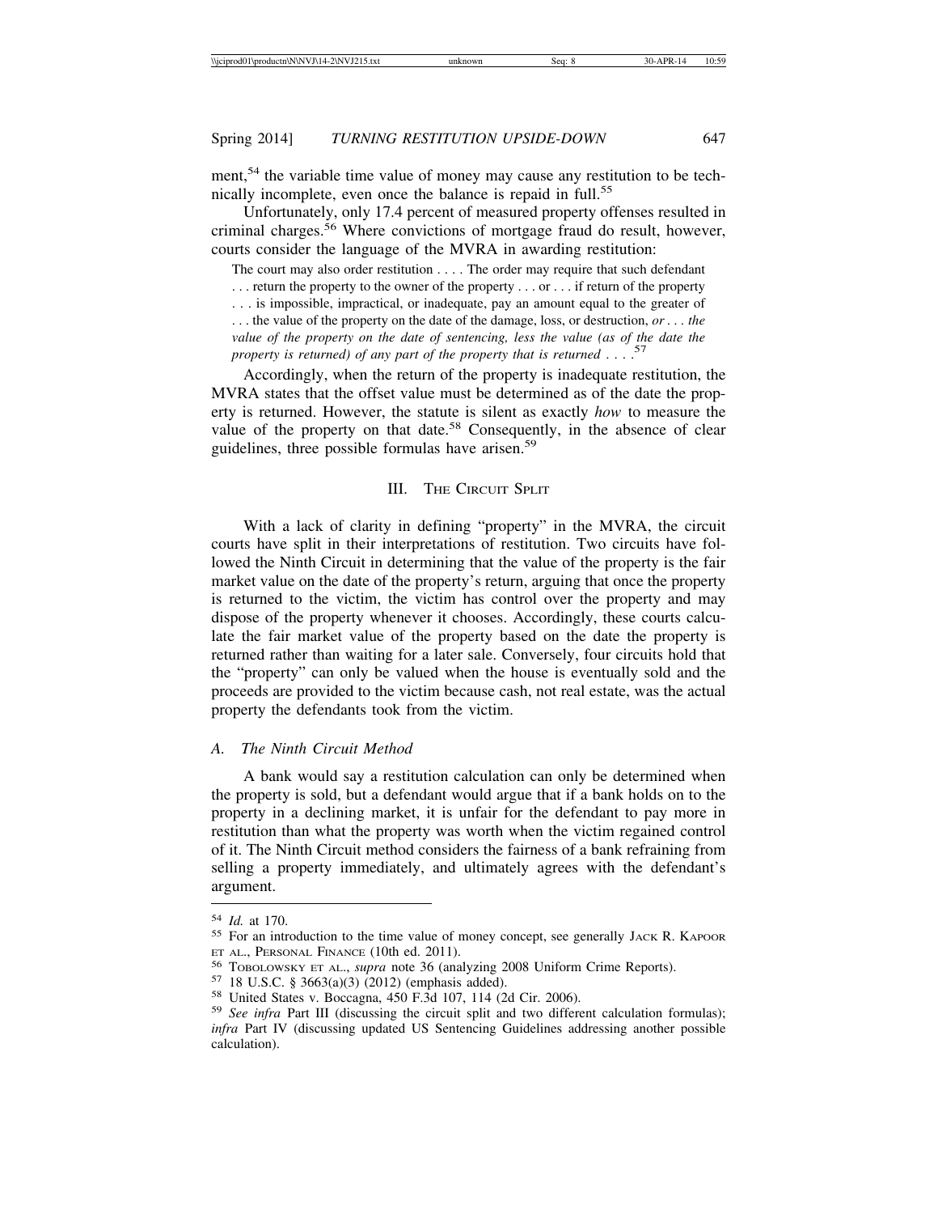ment,[54] the variable time value of money may cause any restitution to be technically incomplete, even once the balance is repaid in full.[55]

Unfortunately, only 17.4 percent of measured property offenses resulted in criminal charges.[56] Where convictions of mortgage fraud do result, however, courts consider the language of the MVRA in awarding restitution:

> The court may also order restitution . . . . The order may require that such defendant . . . return the property to the owner of the property . . . or . . . if return of the property . . . is impossible, impractical, or inadequate, pay an amount equal to the greater of . . . the value of the property on the date of the damage, loss, or destruction, *or . . . the value of the property on the date of sentencing, less the value (as of the date the property is returned) of any part of the property that is returned . . . .*[57]

Accordingly, when the return of the property is inadequate restitution, the MVRA states that the offset value must be determined as of the date the property is returned. However, the statute is silent as exactly *how* to measure the value of the property on that date.[58] Consequently, in the absence of clear guidelines, three possible formulas have arisen.[59]

## III. The Circuit Split

With a lack of clarity in defining "property" in the MVRA, the circuit courts have split in their interpretations of restitution. Two circuits have followed the Ninth Circuit in determining that the value of the property is the fair market value on the date of the property's return, arguing that once the property is returned to the victim, the victim has control over the property and may dispose of the property whenever it chooses. Accordingly, these courts calculate the fair market value of the property based on the date the property is returned rather than waiting for a later sale. Conversely, four circuits hold that the "property" can only be valued when the house is eventually sold and the proceeds are provided to the victim because cash, not real estate, was the actual property the defendants took from the victim.

### A. *The Ninth Circuit Method*

A bank would say a restitution calculation can only be determined when the property is sold, but a defendant would argue that if a bank holds on to the property in a declining market, it is unfair for the defendant to pay more in restitution than what the property was worth when the victim regained control of it. The Ninth Circuit method considers the fairness of a bank refraining from selling a property immediately, and ultimately agrees with the defendant's argument.

---

[54] *Id.* at 170.

[55] For an introduction to the time value of money concept, see generally Jack R. Kapoor et al., Personal Finance (10th ed. 2011).

[56] Tobolowsky et al., *supra* note 36 (analyzing 2008 Uniform Crime Reports).

[57] 18 U.S.C. § 3663(a)(3) (2012) (emphasis added).

[58] United States v. Boccagna, 450 F.3d 107, 114 (2d Cir. 2006).

[59] *See infra* Part III (discussing the circuit split and two different calculation formulas); *infra* Part IV (discussing updated US Sentencing Guidelines addressing another possible calculation).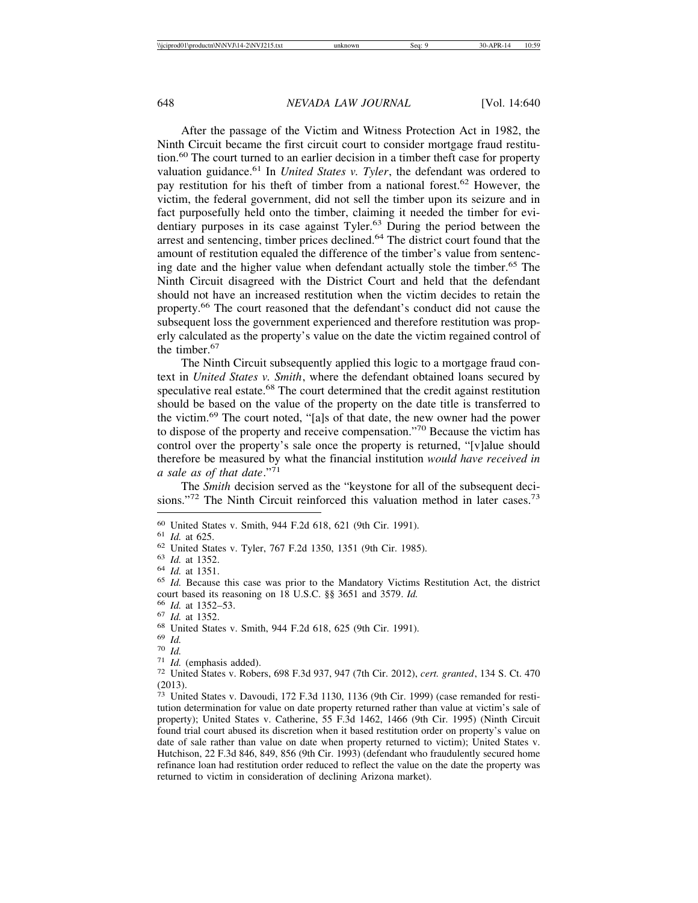After the passage of the Victim and Witness Protection Act in 1982, the Ninth Circuit became the first circuit court to consider mortgage fraud restitution.[60] The court turned to an earlier decision in a timber theft case for property valuation guidance.[61] In *United States v. Tyler*, the defendant was ordered to pay restitution for his theft of timber from a national forest.[62] However, the victim, the federal government, did not sell the timber upon its seizure and in fact purposefully held onto the timber, claiming it needed the timber for evidentiary purposes in its case against Tyler.[63] During the period between the arrest and sentencing, timber prices declined.[64] The district court found that the amount of restitution equaled the difference of the timber's value from sentencing date and the higher value when defendant actually stole the timber.[65] The Ninth Circuit disagreed with the District Court and held that the defendant should not have an increased restitution when the victim decides to retain the property.[66] The court reasoned that the defendant's conduct did not cause the subsequent loss the government experienced and therefore restitution was properly calculated as the property's value on the date the victim regained control of the timber.[67]

The Ninth Circuit subsequently applied this logic to a mortgage fraud context in *United States v. Smith*, where the defendant obtained loans secured by speculative real estate.[68] The court determined that the credit against restitution should be based on the value of the property on the date title is transferred to the victim.[69] The court noted, "[a]s of that date, the new owner had the power to dispose of the property and receive compensation."[70] Because the victim has control over the property's sale once the property is returned, "[v]alue should therefore be measured by what the financial institution *would have received in a sale as of that date*."[71]

The *Smith* decision served as the "keystone for all of the subsequent decisions."[72] The Ninth Circuit reinforced this valuation method in later cases.[73]

---

[60] United States v. Smith, 944 F.2d 618, 621 (9th Cir. 1991).

[61] *Id.* at 625.

[62] United States v. Tyler, 767 F.2d 1350, 1351 (9th Cir. 1985).

[63] *Id.* at 1352.

[64] *Id.* at 1351.

[65] *Id.* Because this case was prior to the Mandatory Victims Restitution Act, the district court based its reasoning on 18 U.S.C. §§ 3651 and 3579. *Id.*

[66] *Id.* at 1352–53.

[67] *Id.* at 1352.

[68] United States v. Smith, 944 F.2d 618, 625 (9th Cir. 1991).

[69] *Id.*

[70] *Id.*

[71] *Id.* (emphasis added).

[72] United States v. Robers, 698 F.3d 937, 947 (7th Cir. 2012), *cert. granted*, 134 S. Ct. 470 (2013).

[73] United States v. Davoudi, 172 F.3d 1130, 1136 (9th Cir. 1999) (case remanded for restitution determination for value on date property returned rather than value at victim's sale of property); United States v. Catherine, 55 F.3d 1462, 1466 (9th Cir. 1995) (Ninth Circuit found trial court abused its discretion when it based restitution order on property's value on date of sale rather than value on date when property returned to victim); United States v. Hutchison, 22 F.3d 846, 849, 856 (9th Cir. 1993) (defendant who fraudulently secured home refinance loan had restitution order reduced to reflect the value on the date the property was returned to victim in consideration of declining Arizona market).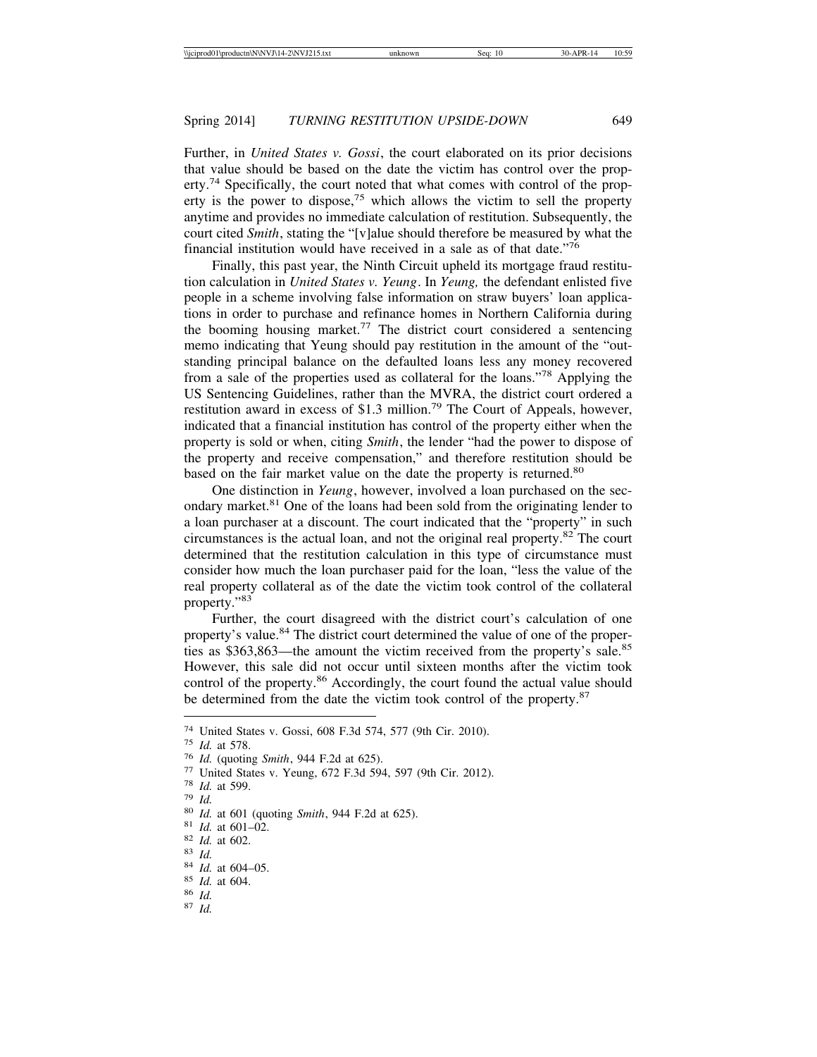Further, in *United States v. Gossi*, the court elaborated on its prior decisions that value should be based on the date the victim has control over the property.[74] Specifically, the court noted that what comes with control of the property is the power to dispose,[75] which allows the victim to sell the property anytime and provides no immediate calculation of restitution. Subsequently, the court cited *Smith*, stating the "[v]alue should therefore be measured by what the financial institution would have received in a sale as of that date."[76]

Finally, this past year, the Ninth Circuit upheld its mortgage fraud restitution calculation in *United States v. Yeung*. In *Yeung,* the defendant enlisted five people in a scheme involving false information on straw buyers' loan applications in order to purchase and refinance homes in Northern California during the booming housing market.[77] The district court considered a sentencing memo indicating that Yeung should pay restitution in the amount of the "outstanding principal balance on the defaulted loans less any money recovered from a sale of the properties used as collateral for the loans."[78] Applying the US Sentencing Guidelines, rather than the MVRA, the district court ordered a restitution award in excess of $1.3 million.[79] The Court of Appeals, however, indicated that a financial institution has control of the property either when the property is sold or when, citing *Smith*, the lender "had the power to dispose of the property and receive compensation," and therefore restitution should be based on the fair market value on the date the property is returned.[80]

One distinction in *Yeung*, however, involved a loan purchased on the secondary market.[81] One of the loans had been sold from the originating lender to a loan purchaser at a discount. The court indicated that the "property" in such circumstances is the actual loan, and not the original real property.[82] The court determined that the restitution calculation in this type of circumstance must consider how much the loan purchaser paid for the loan, "less the value of the real property collateral as of the date the victim took control of the collateral property."[83]

Further, the court disagreed with the district court's calculation of one property's value.[84] The district court determined the value of one of the properties as $363,863—the amount the victim received from the property's sale.[85] However, this sale did not occur until sixteen months after the victim took control of the property.[86] Accordingly, the court found the actual value should be determined from the date the victim took control of the property.[87]

---

[74] United States v. Gossi, 608 F.3d 574, 577 (9th Cir. 2010).
[75] *Id.* at 578.
[76] *Id.* (quoting *Smith*, 944 F.2d at 625).
[77] United States v. Yeung, 672 F.3d 594, 597 (9th Cir. 2012).
[78] *Id.* at 599.
[79] *Id.*
[80] *Id.* at 601 (quoting *Smith*, 944 F.2d at 625).
[81] *Id.* at 601–02.
[82] *Id.* at 602.
[83] *Id.*
[84] *Id.* at 604–05.
[85] *Id.* at 604.
[86] *Id.*
[87] *Id.*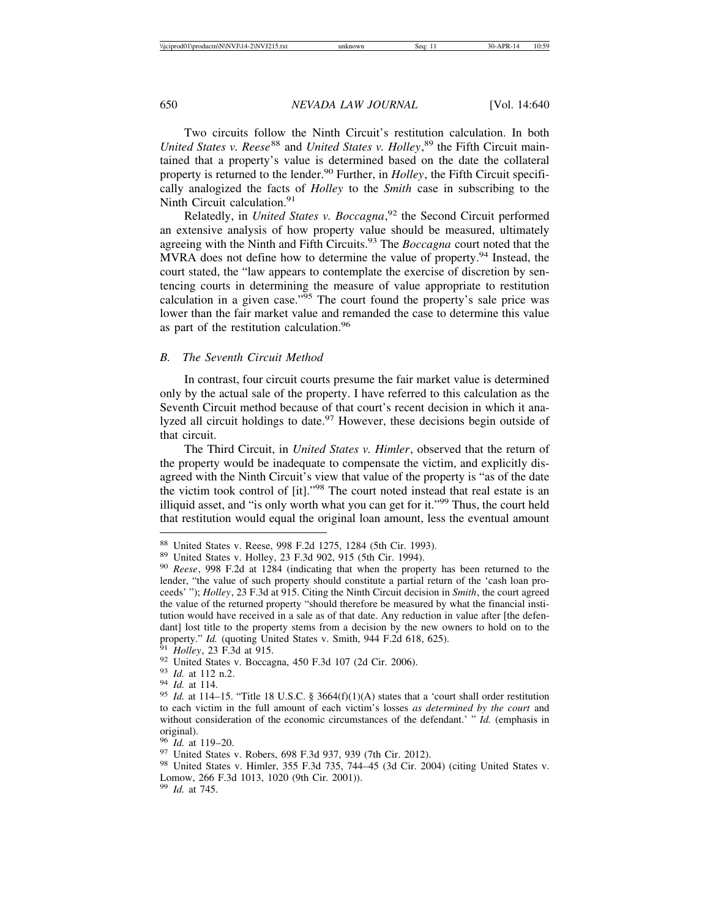Two circuits follow the Ninth Circuit's restitution calculation. In both *United States v. Reese*[88] and *United States v. Holley*,[89] the Fifth Circuit maintained that a property's value is determined based on the date the collateral property is returned to the lender.[90] Further, in *Holley*, the Fifth Circuit specifically analogized the facts of *Holley* to the *Smith* case in subscribing to the Ninth Circuit calculation.[91]

Relatedly, in *United States v. Boccagna*,[92] the Second Circuit performed an extensive analysis of how property value should be measured, ultimately agreeing with the Ninth and Fifth Circuits.[93] The *Boccagna* court noted that the MVRA does not define how to determine the value of property.[94] Instead, the court stated, the "law appears to contemplate the exercise of discretion by sentencing courts in determining the measure of value appropriate to restitution calculation in a given case."[95] The court found the property's sale price was lower than the fair market value and remanded the case to determine this value as part of the restitution calculation.[96]

### *B. The Seventh Circuit Method*

In contrast, four circuit courts presume the fair market value is determined only by the actual sale of the property. I have referred to this calculation as the Seventh Circuit method because of that court's recent decision in which it analyzed all circuit holdings to date.[97] However, these decisions begin outside of that circuit.

The Third Circuit, in *United States v. Himler*, observed that the return of the property would be inadequate to compensate the victim, and explicitly disagreed with the Ninth Circuit's view that value of the property is "as of the date the victim took control of [it]."[98] The court noted instead that real estate is an illiquid asset, and "is only worth what you can get for it."[99] Thus, the court held that restitution would equal the original loan amount, less the eventual amount

---

[88] United States v. Reese, 998 F.2d 1275, 1284 (5th Cir. 1993).

[89] United States v. Holley, 23 F.3d 902, 915 (5th Cir. 1994).

[90] *Reese*, 998 F.2d at 1284 (indicating that when the property has been returned to the lender, "the value of such property should constitute a partial return of the 'cash loan proceeds' "); *Holley*, 23 F.3d at 915. Citing the Ninth Circuit decision in *Smith*, the court agreed the value of the returned property "should therefore be measured by what the financial institution would have received in a sale as of that date. Any reduction in value after [the defendant] lost title to the property stems from a decision by the new owners to hold on to the property." *Id.* (quoting United States v. Smith, 944 F.2d 618, 625).

[91] *Holley*, 23 F.3d at 915.

[92] United States v. Boccagna, 450 F.3d 107 (2d Cir. 2006).

[93] *Id.* at 112 n.2.

[94] *Id.* at 114.

[95] *Id.* at 114–15. "Title 18 U.S.C. § 3664(f)(1)(A) states that a 'court shall order restitution to each victim in the full amount of each victim's losses *as determined by the court* and without consideration of the economic circumstances of the defendant.' " *Id.* (emphasis in original).

[96] *Id.* at 119–20.

[97] United States v. Robers, 698 F.3d 937, 939 (7th Cir. 2012).

[98] United States v. Himler, 355 F.3d 735, 744–45 (3d Cir. 2004) (citing United States v. Lomow, 266 F.3d 1013, 1020 (9th Cir. 2001)).

[99] *Id.* at 745.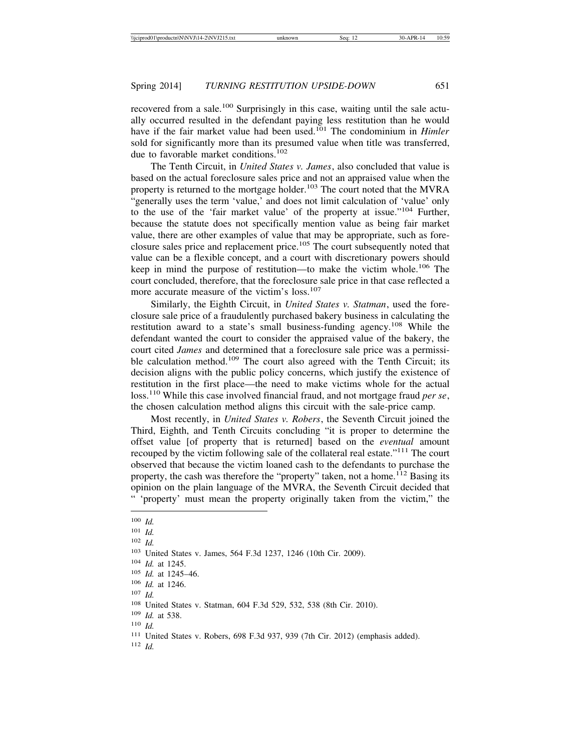recovered from a sale.[100] Surprisingly in this case, waiting until the sale actually occurred resulted in the defendant paying less restitution than he would have if the fair market value had been used.[101] The condominium in *Himler* sold for significantly more than its presumed value when title was transferred, due to favorable market conditions.[102]

The Tenth Circuit, in *United States v. James*, also concluded that value is based on the actual foreclosure sales price and not an appraised value when the property is returned to the mortgage holder.[103] The court noted that the MVRA "generally uses the term 'value,' and does not limit calculation of 'value' only to the use of the 'fair market value' of the property at issue."[104] Further, because the statute does not specifically mention value as being fair market value, there are other examples of value that may be appropriate, such as foreclosure sales price and replacement price.[105] The court subsequently noted that value can be a flexible concept, and a court with discretionary powers should keep in mind the purpose of restitution—to make the victim whole.[106] The court concluded, therefore, that the foreclosure sale price in that case reflected a more accurate measure of the victim's loss.[107]

Similarly, the Eighth Circuit, in *United States v. Statman*, used the foreclosure sale price of a fraudulently purchased bakery business in calculating the restitution award to a state's small business-funding agency.[108] While the defendant wanted the court to consider the appraised value of the bakery, the court cited *James* and determined that a foreclosure sale price was a permissible calculation method.[109] The court also agreed with the Tenth Circuit; its decision aligns with the public policy concerns, which justify the existence of restitution in the first place—the need to make victims whole for the actual loss.[110] While this case involved financial fraud, and not mortgage fraud *per se*, the chosen calculation method aligns this circuit with the sale-price camp.

Most recently, in *United States v. Robers*, the Seventh Circuit joined the Third, Eighth, and Tenth Circuits concluding "it is proper to determine the offset value [of property that is returned] based on the *eventual* amount recouped by the victim following sale of the collateral real estate."[111] The court observed that because the victim loaned cash to the defendants to purchase the property, the cash was therefore the "property" taken, not a home.[112] Basing its opinion on the plain language of the MVRA, the Seventh Circuit decided that " 'property' must mean the property originally taken from the victim," the

---

[100] *Id.*

[101] *Id.*

[102] *Id.*

[103] United States v. James, 564 F.3d 1237, 1246 (10th Cir. 2009).

[104] *Id.* at 1245.

[105] *Id.* at 1245–46.

[106] *Id.* at 1246.

[107] *Id.*

[108] United States v. Statman, 604 F.3d 529, 532, 538 (8th Cir. 2010).

[109] *Id.* at 538.

[110] *Id.*

[111] United States v. Robers, 698 F.3d 937, 939 (7th Cir. 2012) (emphasis added).

[112] *Id.*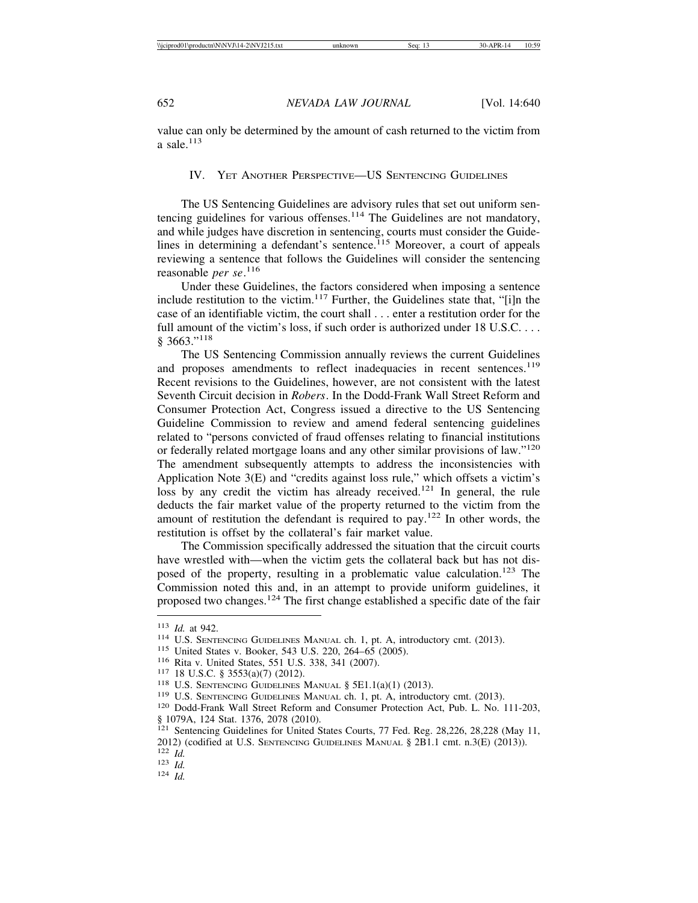value can only be determined by the amount of cash returned to the victim from a sale.[113]

## IV. Yet Another Perspective—US Sentencing Guidelines

The US Sentencing Guidelines are advisory rules that set out uniform sentencing guidelines for various offenses.[114] The Guidelines are not mandatory, and while judges have discretion in sentencing, courts must consider the Guidelines in determining a defendant's sentence.[115] Moreover, a court of appeals reviewing a sentence that follows the Guidelines will consider the sentencing reasonable *per se*.[116]

Under these Guidelines, the factors considered when imposing a sentence include restitution to the victim.[117] Further, the Guidelines state that, "[i]n the case of an identifiable victim, the court shall . . . enter a restitution order for the full amount of the victim's loss, if such order is authorized under 18 U.S.C. . . . § 3663."[118]

The US Sentencing Commission annually reviews the current Guidelines and proposes amendments to reflect inadequacies in recent sentences.[119] Recent revisions to the Guidelines, however, are not consistent with the latest Seventh Circuit decision in *Robers*. In the Dodd-Frank Wall Street Reform and Consumer Protection Act, Congress issued a directive to the US Sentencing Guideline Commission to review and amend federal sentencing guidelines related to "persons convicted of fraud offenses relating to financial institutions or federally related mortgage loans and any other similar provisions of law."[120] The amendment subsequently attempts to address the inconsistencies with Application Note 3(E) and "credits against loss rule," which offsets a victim's loss by any credit the victim has already received.[121] In general, the rule deducts the fair market value of the property returned to the victim from the amount of restitution the defendant is required to pay.[122] In other words, the restitution is offset by the collateral's fair market value.

The Commission specifically addressed the situation that the circuit courts have wrestled with—when the victim gets the collateral back but has not disposed of the property, resulting in a problematic value calculation.[123] The Commission noted this and, in an attempt to provide uniform guidelines, it proposed two changes.[124] The first change established a specific date of the fair

---

[113] *Id.* at 942.

[114] U.S. Sentencing Guidelines Manual ch. 1, pt. A, introductory cmt. (2013).

[115] United States v. Booker, 543 U.S. 220, 264–65 (2005).

[116] Rita v. United States, 551 U.S. 338, 341 (2007).

[117] 18 U.S.C. § 3553(a)(7) (2012).

[118] U.S. Sentencing Guidelines Manual § 5E1.1(a)(1) (2013).

[119] U.S. Sentencing Guidelines Manual ch. 1, pt. A, introductory cmt. (2013).

[120] Dodd-Frank Wall Street Reform and Consumer Protection Act, Pub. L. No. 111-203, § 1079A, 124 Stat. 1376, 2078 (2010).

[121] Sentencing Guidelines for United States Courts, 77 Fed. Reg. 28,226, 28,228 (May 11, 2012) (codified at U.S. Sentencing Guidelines Manual § 2B1.1 cmt. n.3(E) (2013)).

[122] *Id.*

[123] *Id.*

[124] *Id.*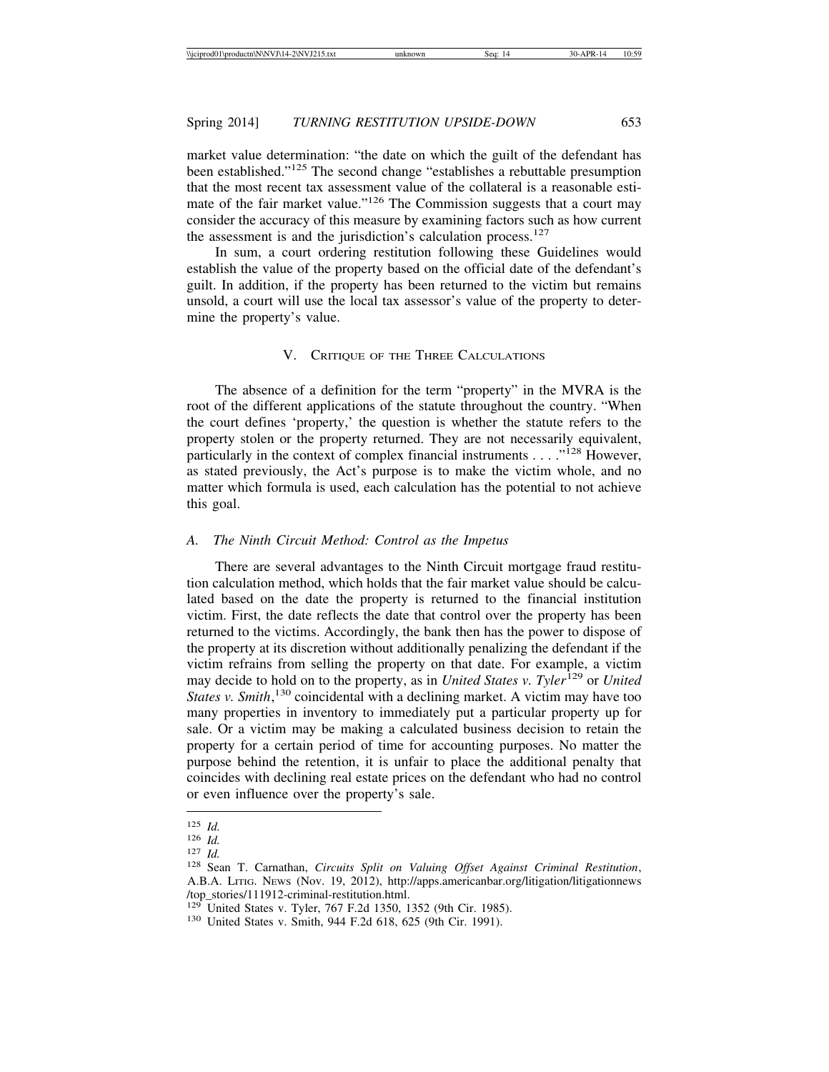market value determination: "the date on which the guilt of the defendant has been established."[125] The second change "establishes a rebuttable presumption that the most recent tax assessment value of the collateral is a reasonable estimate of the fair market value."[126] The Commission suggests that a court may consider the accuracy of this measure by examining factors such as how current the assessment is and the jurisdiction's calculation process.[127]

In sum, a court ordering restitution following these Guidelines would establish the value of the property based on the official date of the defendant's guilt. In addition, if the property has been returned to the victim but remains unsold, a court will use the local tax assessor's value of the property to determine the property's value.

## V. Critique of the Three Calculations

The absence of a definition for the term "property" in the MVRA is the root of the different applications of the statute throughout the country. "When the court defines 'property,' the question is whether the statute refers to the property stolen or the property returned. They are not necessarily equivalent, particularly in the context of complex financial instruments . . . ."[128] However, as stated previously, the Act's purpose is to make the victim whole, and no matter which formula is used, each calculation has the potential to not achieve this goal.

### A. *The Ninth Circuit Method: Control as the Impetus*

There are several advantages to the Ninth Circuit mortgage fraud restitution calculation method, which holds that the fair market value should be calculated based on the date the property is returned to the financial institution victim. First, the date reflects the date that control over the property has been returned to the victims. Accordingly, the bank then has the power to dispose of the property at its discretion without additionally penalizing the defendant if the victim refrains from selling the property on that date. For example, a victim may decide to hold on to the property, as in *United States v. Tyler*[129] or *United States v. Smith*,[130] coincidental with a declining market. A victim may have too many properties in inventory to immediately put a particular property up for sale. Or a victim may be making a calculated business decision to retain the property for a certain period of time for accounting purposes. No matter the purpose behind the retention, it is unfair to place the additional penalty that coincides with declining real estate prices on the defendant who had no control or even influence over the property's sale.

---

[125] *Id.*

[126] *Id.*

[127] *Id.*

[128] Sean T. Carnathan, *Circuits Split on Valuing Offset Against Criminal Restitution*, A.B.A. Litig. News (Nov. 19, 2012), http://apps.americanbar.org/litigation/litigationnews/top_stories/111912-criminal-restitution.html.

[129] United States v. Tyler, 767 F.2d 1350, 1352 (9th Cir. 1985).

[130] United States v. Smith, 944 F.2d 618, 625 (9th Cir. 1991).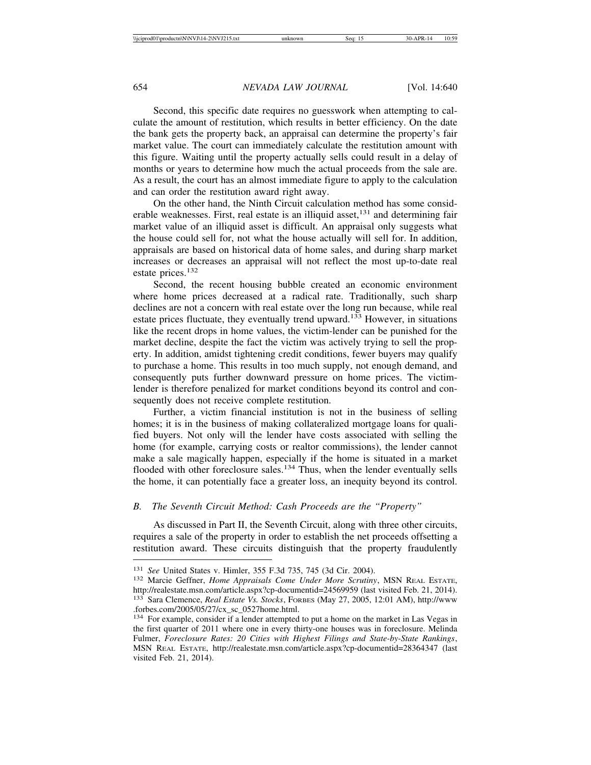Second, this specific date requires no guesswork when attempting to calculate the amount of restitution, which results in better efficiency. On the date the bank gets the property back, an appraisal can determine the property's fair market value. The court can immediately calculate the restitution amount with this figure. Waiting until the property actually sells could result in a delay of months or years to determine how much the actual proceeds from the sale are. As a result, the court has an almost immediate figure to apply to the calculation and can order the restitution award right away.

On the other hand, the Ninth Circuit calculation method has some considerable weaknesses. First, real estate is an illiquid asset,[131] and determining fair market value of an illiquid asset is difficult. An appraisal only suggests what the house could sell for, not what the house actually will sell for. In addition, appraisals are based on historical data of home sales, and during sharp market increases or decreases an appraisal will not reflect the most up-to-date real estate prices.[132]

Second, the recent housing bubble created an economic environment where home prices decreased at a radical rate. Traditionally, such sharp declines are not a concern with real estate over the long run because, while real estate prices fluctuate, they eventually trend upward.[133] However, in situations like the recent drops in home values, the victim-lender can be punished for the market decline, despite the fact the victim was actively trying to sell the property. In addition, amidst tightening credit conditions, fewer buyers may qualify to purchase a home. This results in too much supply, not enough demand, and consequently puts further downward pressure on home prices. The victim-lender is therefore penalized for market conditions beyond its control and consequently does not receive complete restitution.

Further, a victim financial institution is not in the business of selling homes; it is in the business of making collateralized mortgage loans for qualified buyers. Not only will the lender have costs associated with selling the home (for example, carrying costs or realtor commissions), the lender cannot make a sale magically happen, especially if the home is situated in a market flooded with other foreclosure sales.[134] Thus, when the lender eventually sells the home, it can potentially face a greater loss, an inequity beyond its control.

### *B. The Seventh Circuit Method: Cash Proceeds are the "Property"*

As discussed in Part II, the Seventh Circuit, along with three other circuits, requires a sale of the property in order to establish the net proceeds offsetting a restitution award. These circuits distinguish that the property fraudulently

---

[131] *See* United States v. Himler, 355 F.3d 735, 745 (3d Cir. 2004).

[132] Marcie Geffner, *Home Appraisals Come Under More Scrutiny*, MSN REAL ESTATE, http://realestate.msn.com/article.aspx?cp-documentid=24569959 (last visited Feb. 21, 2014).

[133] Sara Clemence, *Real Estate Vs. Stocks*, FORBES (May 27, 2005, 12:01 AM), http://www.forbes.com/2005/05/27/cx_sc_0527home.html.

[134] For example, consider if a lender attempted to put a home on the market in Las Vegas in the first quarter of 2011 where one in every thirty-one houses was in foreclosure. Melinda Fulmer, *Foreclosure Rates: 20 Cities with Highest Filings and State-by-State Rankings*, MSN REAL ESTATE, http://realestate.msn.com/article.aspx?cp-documentid=28364347 (last visited Feb. 21, 2014).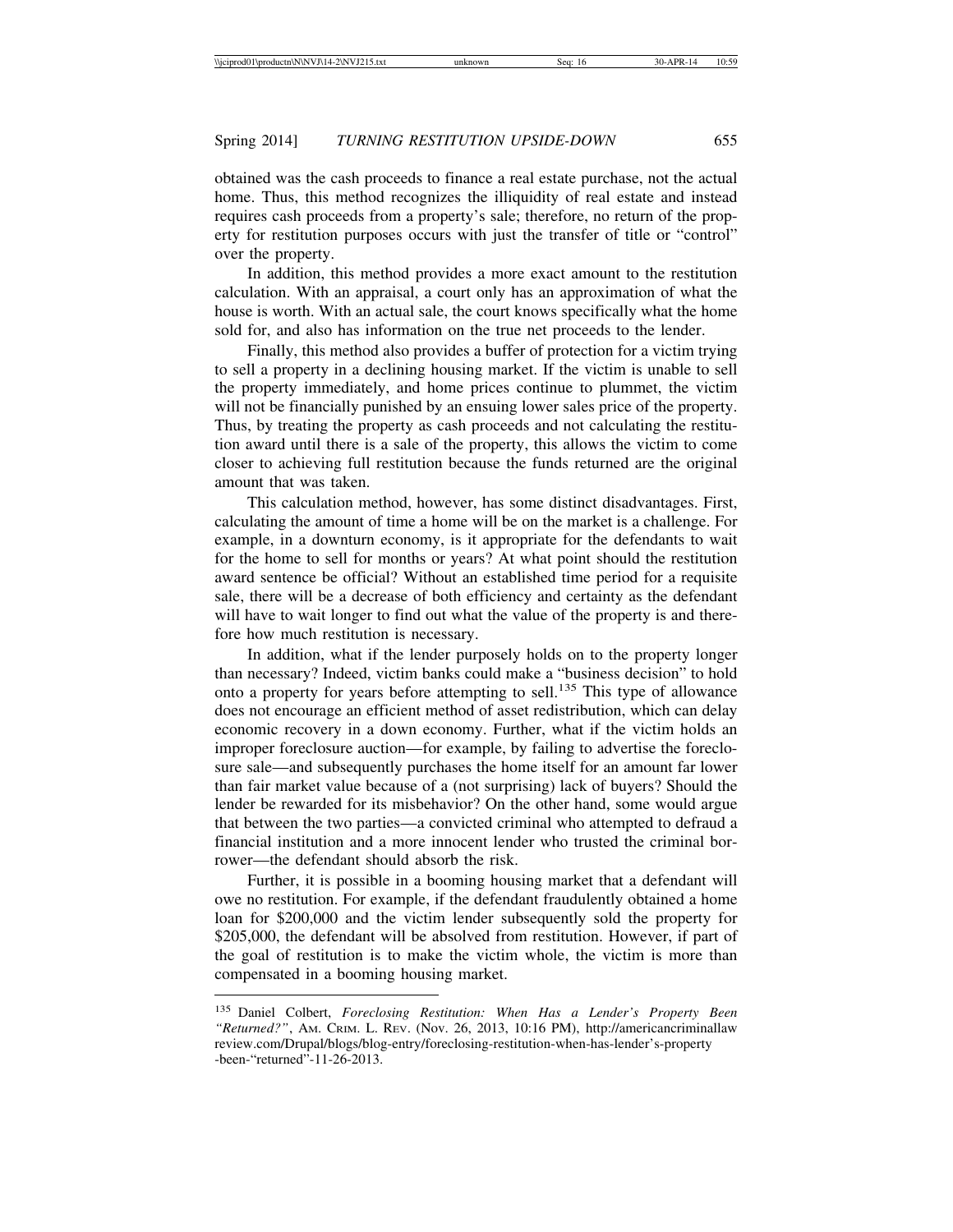obtained was the cash proceeds to finance a real estate purchase, not the actual home. Thus, this method recognizes the illiquidity of real estate and instead requires cash proceeds from a property's sale; therefore, no return of the property for restitution purposes occurs with just the transfer of title or "control" over the property.

In addition, this method provides a more exact amount to the restitution calculation. With an appraisal, a court only has an approximation of what the house is worth. With an actual sale, the court knows specifically what the home sold for, and also has information on the true net proceeds to the lender.

Finally, this method also provides a buffer of protection for a victim trying to sell a property in a declining housing market. If the victim is unable to sell the property immediately, and home prices continue to plummet, the victim will not be financially punished by an ensuing lower sales price of the property. Thus, by treating the property as cash proceeds and not calculating the restitution award until there is a sale of the property, this allows the victim to come closer to achieving full restitution because the funds returned are the original amount that was taken.

This calculation method, however, has some distinct disadvantages. First, calculating the amount of time a home will be on the market is a challenge. For example, in a downturn economy, is it appropriate for the defendants to wait for the home to sell for months or years? At what point should the restitution award sentence be official? Without an established time period for a requisite sale, there will be a decrease of both efficiency and certainty as the defendant will have to wait longer to find out what the value of the property is and therefore how much restitution is necessary.

In addition, what if the lender purposely holds on to the property longer than necessary? Indeed, victim banks could make a "business decision" to hold onto a property for years before attempting to sell.[135] This type of allowance does not encourage an efficient method of asset redistribution, which can delay economic recovery in a down economy. Further, what if the victim holds an improper foreclosure auction—for example, by failing to advertise the foreclosure sale—and subsequently purchases the home itself for an amount far lower than fair market value because of a (not surprising) lack of buyers? Should the lender be rewarded for its misbehavior? On the other hand, some would argue that between the two parties—a convicted criminal who attempted to defraud a financial institution and a more innocent lender who trusted the criminal borrower—the defendant should absorb the risk.

Further, it is possible in a booming housing market that a defendant will owe no restitution. For example, if the defendant fraudulently obtained a home loan for $200,000 and the victim lender subsequently sold the property for $205,000, the defendant will be absolved from restitution. However, if part of the goal of restitution is to make the victim whole, the victim is more than compensated in a booming housing market.

---

[135] Daniel Colbert, *Foreclosing Restitution: When Has a Lender's Property Been "Returned?"*, AM. CRIM. L. REV. (Nov. 26, 2013, 10:16 PM), http://americancriminallawreview.com/Drupal/blogs/blog-entry/foreclosing-restitution-when-has-lender's-property-been-"returned"-11-26-2013.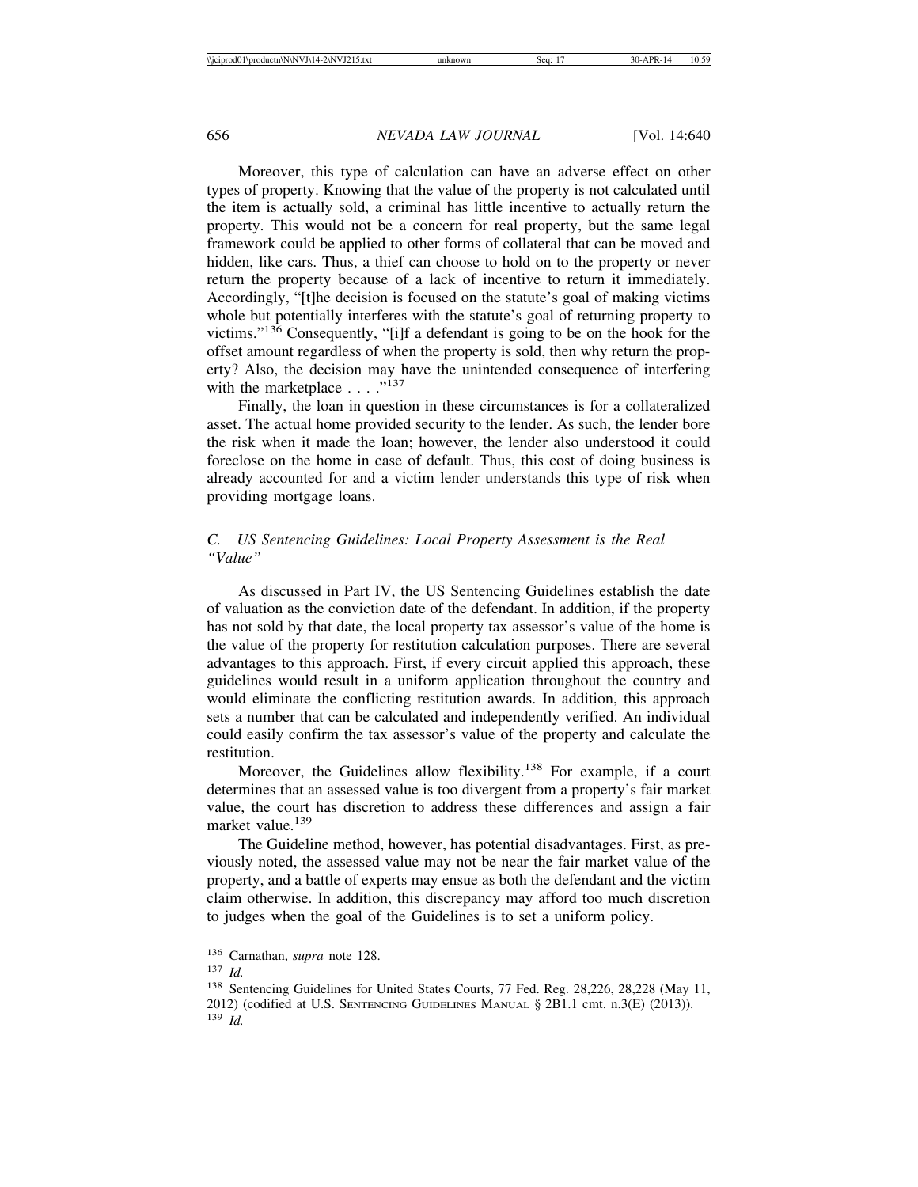Moreover, this type of calculation can have an adverse effect on other types of property. Knowing that the value of the property is not calculated until the item is actually sold, a criminal has little incentive to actually return the property. This would not be a concern for real property, but the same legal framework could be applied to other forms of collateral that can be moved and hidden, like cars. Thus, a thief can choose to hold on to the property or never return the property because of a lack of incentive to return it immediately. Accordingly, "[t]he decision is focused on the statute's goal of making victims whole but potentially interferes with the statute's goal of returning property to victims."[136] Consequently, "[i]f a defendant is going to be on the hook for the offset amount regardless of when the property is sold, then why return the property? Also, the decision may have the unintended consequence of interfering with the marketplace . . . ."[137]

Finally, the loan in question in these circumstances is for a collateralized asset. The actual home provided security to the lender. As such, the lender bore the risk when it made the loan; however, the lender also understood it could foreclose on the home in case of default. Thus, this cost of doing business is already accounted for and a victim lender understands this type of risk when providing mortgage loans.

### *C. US Sentencing Guidelines: Local Property Assessment is the Real "Value"*

As discussed in Part IV, the US Sentencing Guidelines establish the date of valuation as the conviction date of the defendant. In addition, if the property has not sold by that date, the local property tax assessor's value of the home is the value of the property for restitution calculation purposes. There are several advantages to this approach. First, if every circuit applied this approach, these guidelines would result in a uniform application throughout the country and would eliminate the conflicting restitution awards. In addition, this approach sets a number that can be calculated and independently verified. An individual could easily confirm the tax assessor's value of the property and calculate the restitution.

Moreover, the Guidelines allow flexibility.[138] For example, if a court determines that an assessed value is too divergent from a property's fair market value, the court has discretion to address these differences and assign a fair market value.[139]

The Guideline method, however, has potential disadvantages. First, as previously noted, the assessed value may not be near the fair market value of the property, and a battle of experts may ensue as both the defendant and the victim claim otherwise. In addition, this discrepancy may afford too much discretion to judges when the goal of the Guidelines is to set a uniform policy.

---

[136] Carnathan, *supra* note 128.

[137] *Id.*

[138] Sentencing Guidelines for United States Courts, 77 Fed. Reg. 28,226, 28,228 (May 11, 2012) (codified at U.S. SENTENCING GUIDELINES MANUAL § 2B1.1 cmt. n.3(E) (2013)).

[139] *Id.*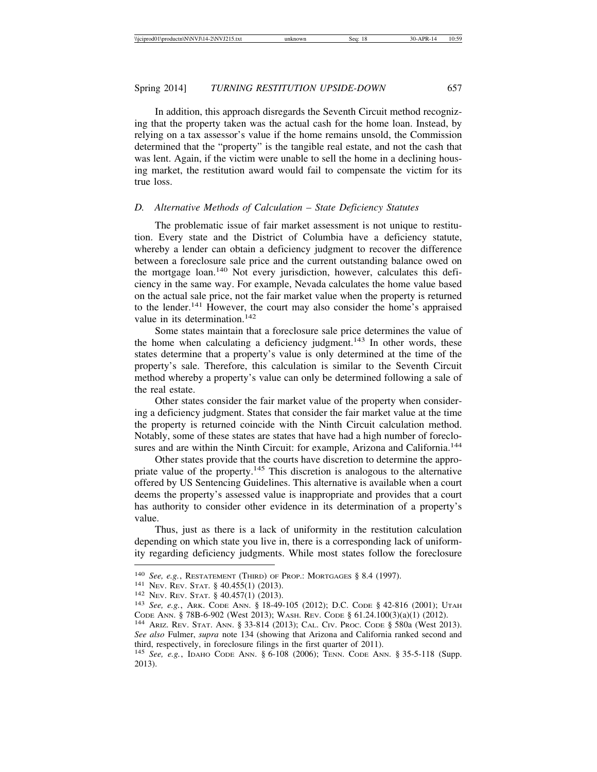In addition, this approach disregards the Seventh Circuit method recognizing that the property taken was the actual cash for the home loan. Instead, by relying on a tax assessor's value if the home remains unsold, the Commission determined that the "property" is the tangible real estate, and not the cash that was lent. Again, if the victim were unable to sell the home in a declining housing market, the restitution award would fail to compensate the victim for its true loss.

### *D. Alternative Methods of Calculation – State Deficiency Statutes*

The problematic issue of fair market assessment is not unique to restitution. Every state and the District of Columbia have a deficiency statute, whereby a lender can obtain a deficiency judgment to recover the difference between a foreclosure sale price and the current outstanding balance owed on the mortgage loan.[140] Not every jurisdiction, however, calculates this deficiency in the same way. For example, Nevada calculates the home value based on the actual sale price, not the fair market value when the property is returned to the lender.[141] However, the court may also consider the home's appraised value in its determination.[142]

Some states maintain that a foreclosure sale price determines the value of the home when calculating a deficiency judgment.[143] In other words, these states determine that a property's value is only determined at the time of the property's sale. Therefore, this calculation is similar to the Seventh Circuit method whereby a property's value can only be determined following a sale of the real estate.

Other states consider the fair market value of the property when considering a deficiency judgment. States that consider the fair market value at the time the property is returned coincide with the Ninth Circuit calculation method. Notably, some of these states are states that have had a high number of foreclosures and are within the Ninth Circuit: for example, Arizona and California.[144]

Other states provide that the courts have discretion to determine the appropriate value of the property.[145] This discretion is analogous to the alternative offered by US Sentencing Guidelines. This alternative is available when a court deems the property's assessed value is inappropriate and provides that a court has authority to consider other evidence in its determination of a property's value.

Thus, just as there is a lack of uniformity in the restitution calculation depending on which state you live in, there is a corresponding lack of uniformity regarding deficiency judgments. While most states follow the foreclosure

---

[140] *See, e.g.*, RESTATEMENT (THIRD) OF PROP.: MORTGAGES § 8.4 (1997).

[141] NEV. REV. STAT. § 40.455(1) (2013).

[142] NEV. REV. STAT. § 40.457(1) (2013).

[143] *See, e.g.*, ARK. CODE ANN. § 18-49-105 (2012); D.C. CODE § 42-816 (2001); UTAH CODE ANN. § 78B-6-902 (West 2013); WASH. REV. CODE § 61.24.100(3)(a)(1) (2012).

[144] ARIZ. REV. STAT. ANN. § 33-814 (2013); CAL. CIV. PROC. CODE § 580a (West 2013). *See also* Fulmer, *supra* note 134 (showing that Arizona and California ranked second and third, respectively, in foreclosure filings in the first quarter of 2011).

[145] *See, e.g.*, IDAHO CODE ANN. § 6-108 (2006); TENN. CODE ANN. § 35-5-118 (Supp. 2013).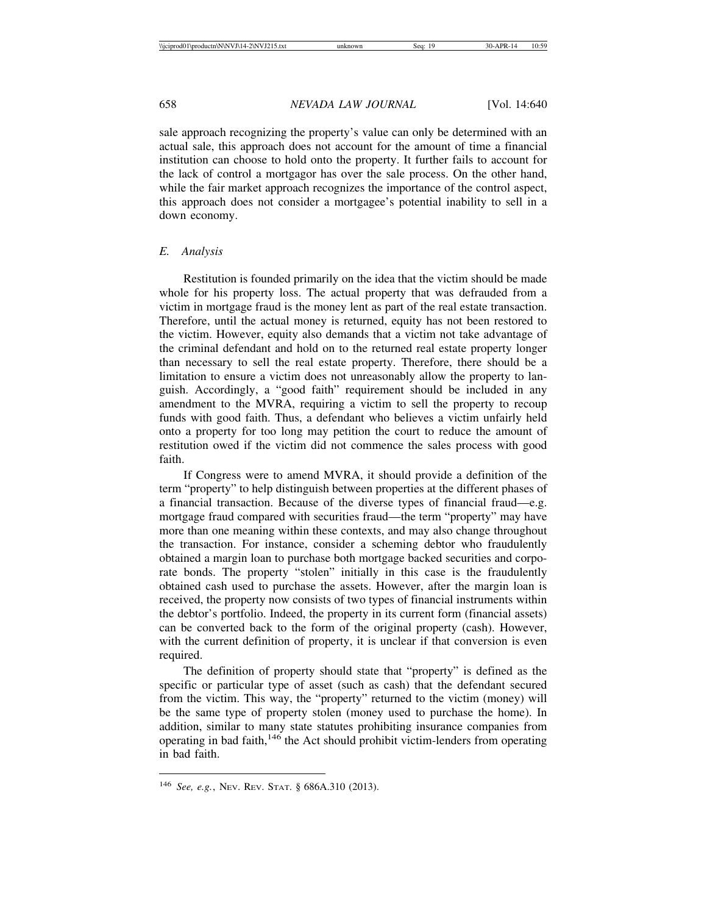sale approach recognizing the property's value can only be determined with an actual sale, this approach does not account for the amount of time a financial institution can choose to hold onto the property. It further fails to account for the lack of control a mortgagor has over the sale process. On the other hand, while the fair market approach recognizes the importance of the control aspect, this approach does not consider a mortgagee's potential inability to sell in a down economy.

### *E. Analysis*

Restitution is founded primarily on the idea that the victim should be made whole for his property loss. The actual property that was defrauded from a victim in mortgage fraud is the money lent as part of the real estate transaction. Therefore, until the actual money is returned, equity has not been restored to the victim. However, equity also demands that a victim not take advantage of the criminal defendant and hold on to the returned real estate property longer than necessary to sell the real estate property. Therefore, there should be a limitation to ensure a victim does not unreasonably allow the property to languish. Accordingly, a "good faith" requirement should be included in any amendment to the MVRA, requiring a victim to sell the property to recoup funds with good faith. Thus, a defendant who believes a victim unfairly held onto a property for too long may petition the court to reduce the amount of restitution owed if the victim did not commence the sales process with good faith.

If Congress were to amend MVRA, it should provide a definition of the term "property" to help distinguish between properties at the different phases of a financial transaction. Because of the diverse types of financial fraud—e.g. mortgage fraud compared with securities fraud—the term "property" may have more than one meaning within these contexts, and may also change throughout the transaction. For instance, consider a scheming debtor who fraudulently obtained a margin loan to purchase both mortgage backed securities and corporate bonds. The property "stolen" initially in this case is the fraudulently obtained cash used to purchase the assets. However, after the margin loan is received, the property now consists of two types of financial instruments within the debtor's portfolio. Indeed, the property in its current form (financial assets) can be converted back to the form of the original property (cash). However, with the current definition of property, it is unclear if that conversion is even required.

The definition of property should state that "property" is defined as the specific or particular type of asset (such as cash) that the defendant secured from the victim. This way, the "property" returned to the victim (money) will be the same type of property stolen (money used to purchase the home). In addition, similar to many state statutes prohibiting insurance companies from operating in bad faith,[146] the Act should prohibit victim-lenders from operating in bad faith.

---

[146] *See, e.g.*, NEV. REV. STAT. § 686A.310 (2013).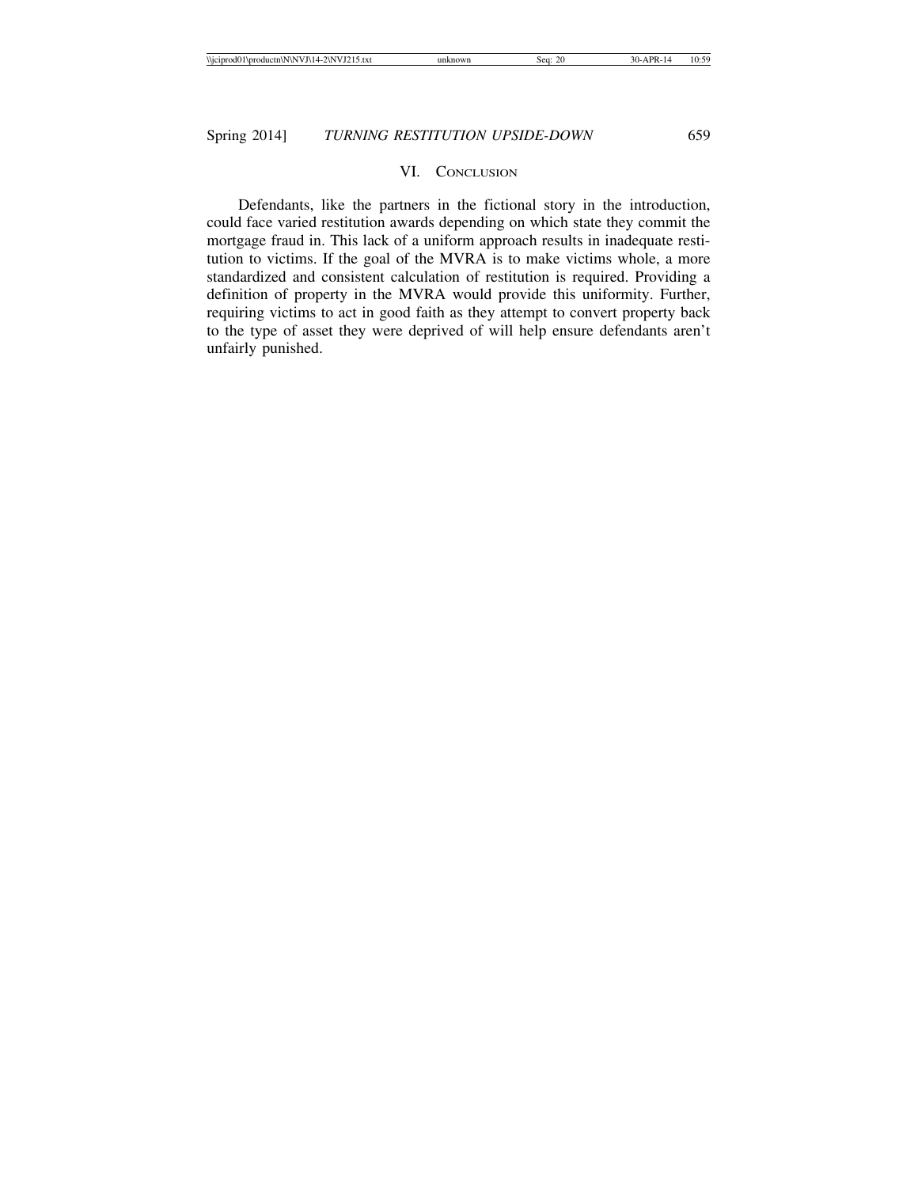## VI. Conclusion

Defendants, like the partners in the fictional story in the introduction, could face varied restitution awards depending on which state they commit the mortgage fraud in. This lack of a uniform approach results in inadequate restitution to victims. If the goal of the MVRA is to make victims whole, a more standardized and consistent calculation of restitution is required. Providing a definition of property in the MVRA would provide this uniformity. Further, requiring victims to act in good faith as they attempt to convert property back to the type of asset they were deprived of will help ensure defendants aren't unfairly punished.